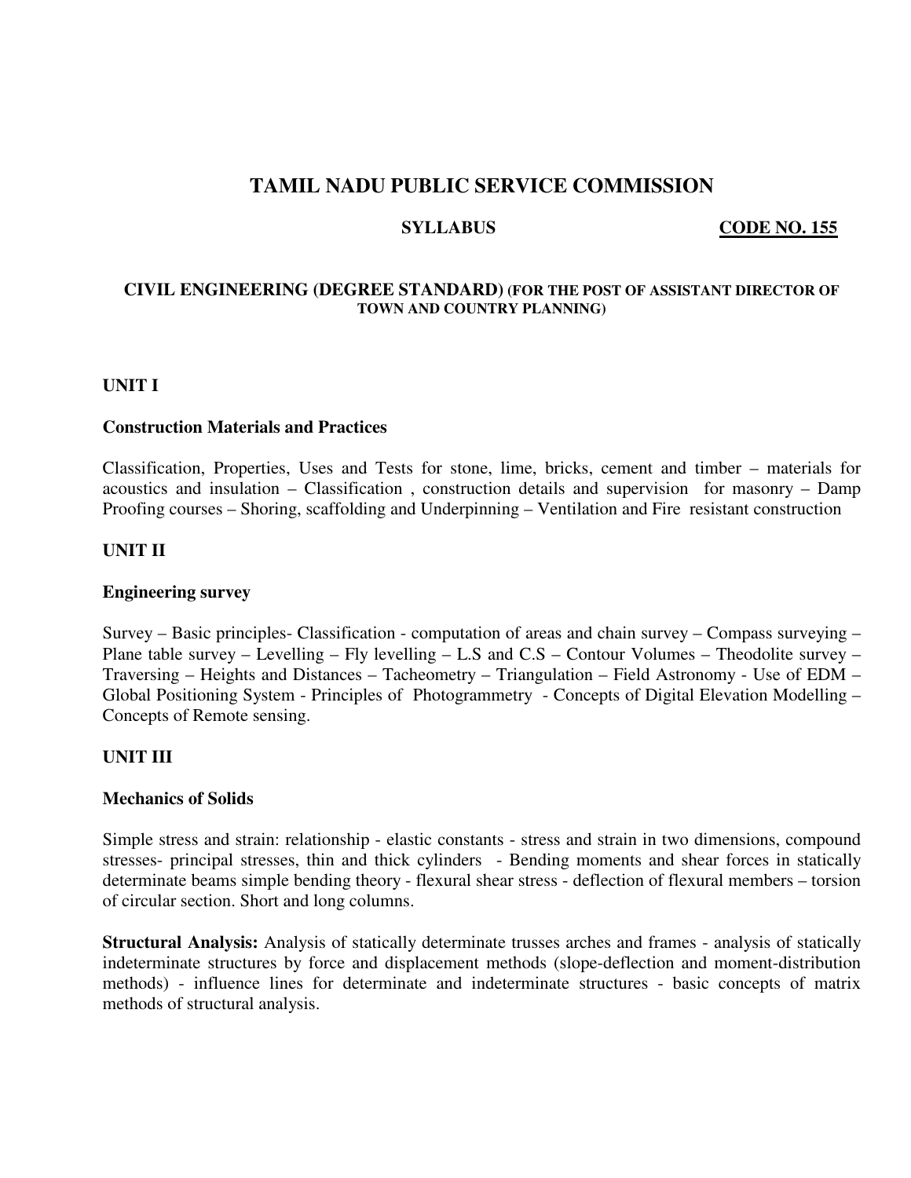# TAMIL NADU PUBLIC SERVICE COMMISSION

**SYLLABUS** **CODE NO. 155**

## CIVIL ENGINEERING (DEGREE STANDARD) (FOR THE POST OF ASSISTANT DIRECTOR OF TOWN AND COUNTRY PLANNING)

### UNIT I

**Construction Materials and Practices**

Classification, Properties, Uses and Tests for stone, lime, bricks, cement and timber – materials for acoustics and insulation – Classification , construction details and supervision for masonry – Damp Proofing courses – Shoring, scaffolding and Underpinning – Ventilation and Fire resistant construction

### UNIT II

**Engineering survey**

Survey – Basic principles- Classification - computation of areas and chain survey – Compass surveying – Plane table survey – Levelling – Fly levelling – L.S and C.S – Contour Volumes – Theodolite survey – Traversing – Heights and Distances – Tacheometry – Triangulation – Field Astronomy - Use of EDM – Global Positioning System - Principles of Photogrammetry - Concepts of Digital Elevation Modelling – Concepts of Remote sensing.

### UNIT III

**Mechanics of Solids**

Simple stress and strain: relationship - elastic constants - stress and strain in two dimensions, compound stresses- principal stresses, thin and thick cylinders - Bending moments and shear forces in statically determinate beams simple bending theory - flexural shear stress - deflection of flexural members – torsion of circular section. Short and long columns.

**Structural Analysis:** Analysis of statically determinate trusses arches and frames - analysis of statically indeterminate structures by force and displacement methods (slope-deflection and moment-distribution methods) - influence lines for determinate and indeterminate structures - basic concepts of matrix methods of structural analysis.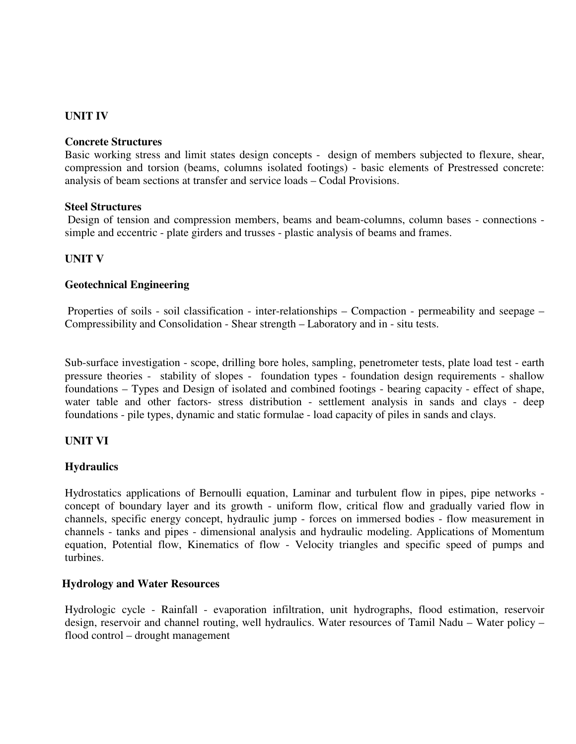## UNIT IV

### Concrete Structures

Basic working stress and limit states design concepts - design of members subjected to flexure, shear, compression and torsion (beams, columns isolated footings) - basic elements of Prestressed concrete: analysis of beam sections at transfer and service loads – Codal Provisions.

### Steel Structures

Design of tension and compression members, beams and beam-columns, column bases - connections - simple and eccentric - plate girders and trusses - plastic analysis of beams and frames.

## UNIT V

### Geotechnical Engineering

Properties of soils - soil classification - inter-relationships – Compaction - permeability and seepage – Compressibility and Consolidation - Shear strength – Laboratory and in - situ tests.

Sub-surface investigation - scope, drilling bore holes, sampling, penetrometer tests, plate load test - earth pressure theories - stability of slopes - foundation types - foundation design requirements - shallow foundations – Types and Design of isolated and combined footings - bearing capacity - effect of shape, water table and other factors- stress distribution - settlement analysis in sands and clays - deep foundations - pile types, dynamic and static formulae - load capacity of piles in sands and clays.

## UNIT VI

### Hydraulics

Hydrostatics applications of Bernoulli equation, Laminar and turbulent flow in pipes, pipe networks - concept of boundary layer and its growth - uniform flow, critical flow and gradually varied flow in channels, specific energy concept, hydraulic jump - forces on immersed bodies - flow measurement in channels - tanks and pipes - dimensional analysis and hydraulic modeling. Applications of Momentum equation, Potential flow, Kinematics of flow - Velocity triangles and specific speed of pumps and turbines.

### Hydrology and Water Resources

Hydrologic cycle - Rainfall - evaporation infiltration, unit hydrographs, flood estimation, reservoir design, reservoir and channel routing, well hydraulics. Water resources of Tamil Nadu – Water policy – flood control – drought management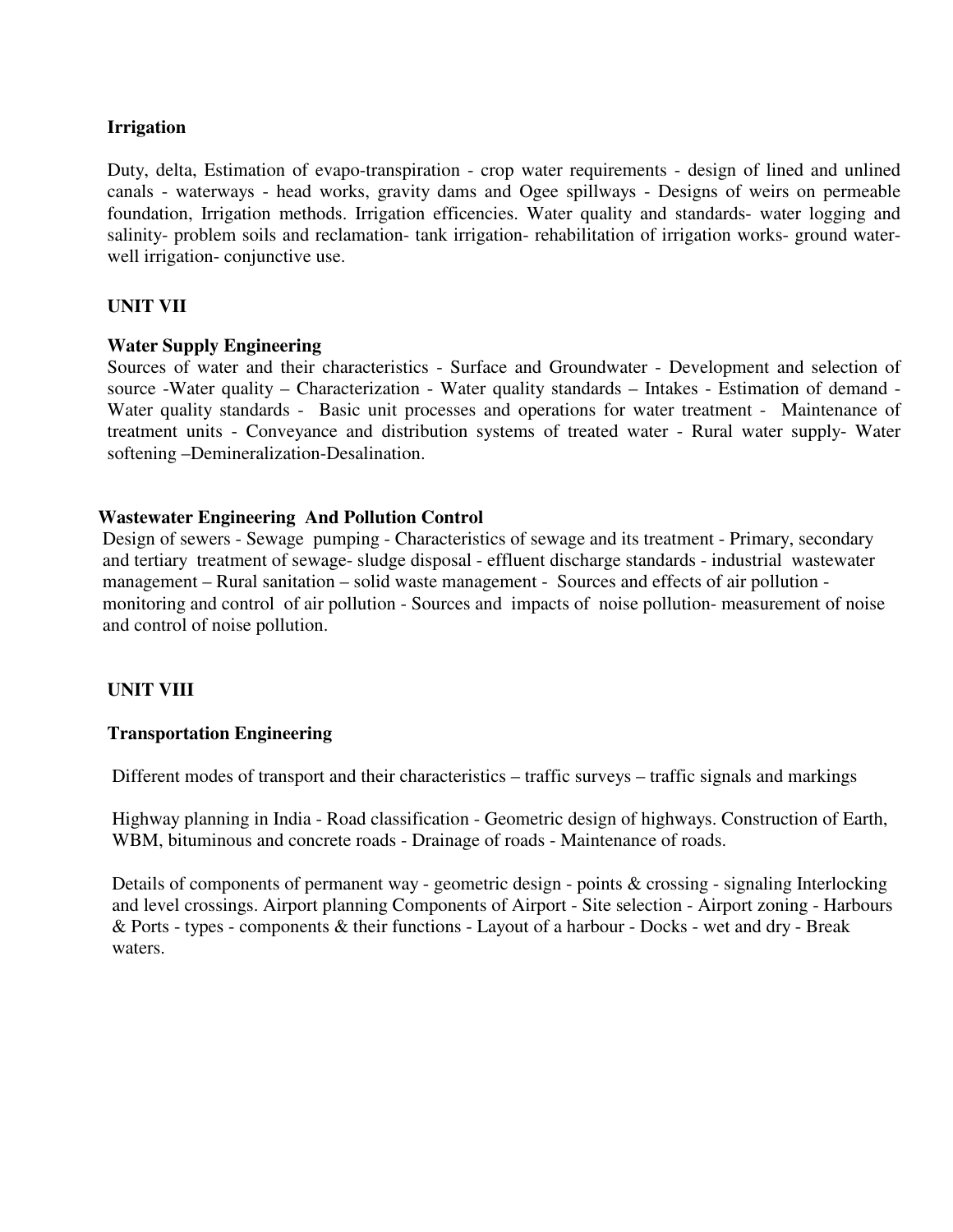### Irrigation

Duty, delta, Estimation of evapo-transpiration - crop water requirements - design of lined and unlined canals - waterways - head works, gravity dams and Ogee spillways - Designs of weirs on permeable foundation, Irrigation methods. Irrigation efficencies. Water quality and standards- water logging and salinity- problem soils and reclamation- tank irrigation- rehabilitation of irrigation works- ground water-well irrigation- conjunctive use.

## UNIT VII

### Water Supply Engineering

Sources of water and their characteristics - Surface and Groundwater - Development and selection of source -Water quality – Characterization - Water quality standards – Intakes - Estimation of demand - Water quality standards - Basic unit processes and operations for water treatment - Maintenance of treatment units - Conveyance and distribution systems of treated water - Rural water supply- Water softening –Demineralization-Desalination.

### Wastewater Engineering And Pollution Control

Design of sewers - Sewage pumping - Characteristics of sewage and its treatment - Primary, secondary and tertiary treatment of sewage- sludge disposal - effluent discharge standards - industrial wastewater management – Rural sanitation – solid waste management - Sources and effects of air pollution - monitoring and control of air pollution - Sources and impacts of noise pollution- measurement of noise and control of noise pollution.

## UNIT VIII

### Transportation Engineering

Different modes of transport and their characteristics – traffic surveys – traffic signals and markings

Highway planning in India - Road classification - Geometric design of highways. Construction of Earth, WBM, bituminous and concrete roads - Drainage of roads - Maintenance of roads.

Details of components of permanent way - geometric design - points & crossing - signaling Interlocking and level crossings. Airport planning Components of Airport - Site selection - Airport zoning - Harbours & Ports - types - components & their functions - Layout of a harbour - Docks - wet and dry - Break waters.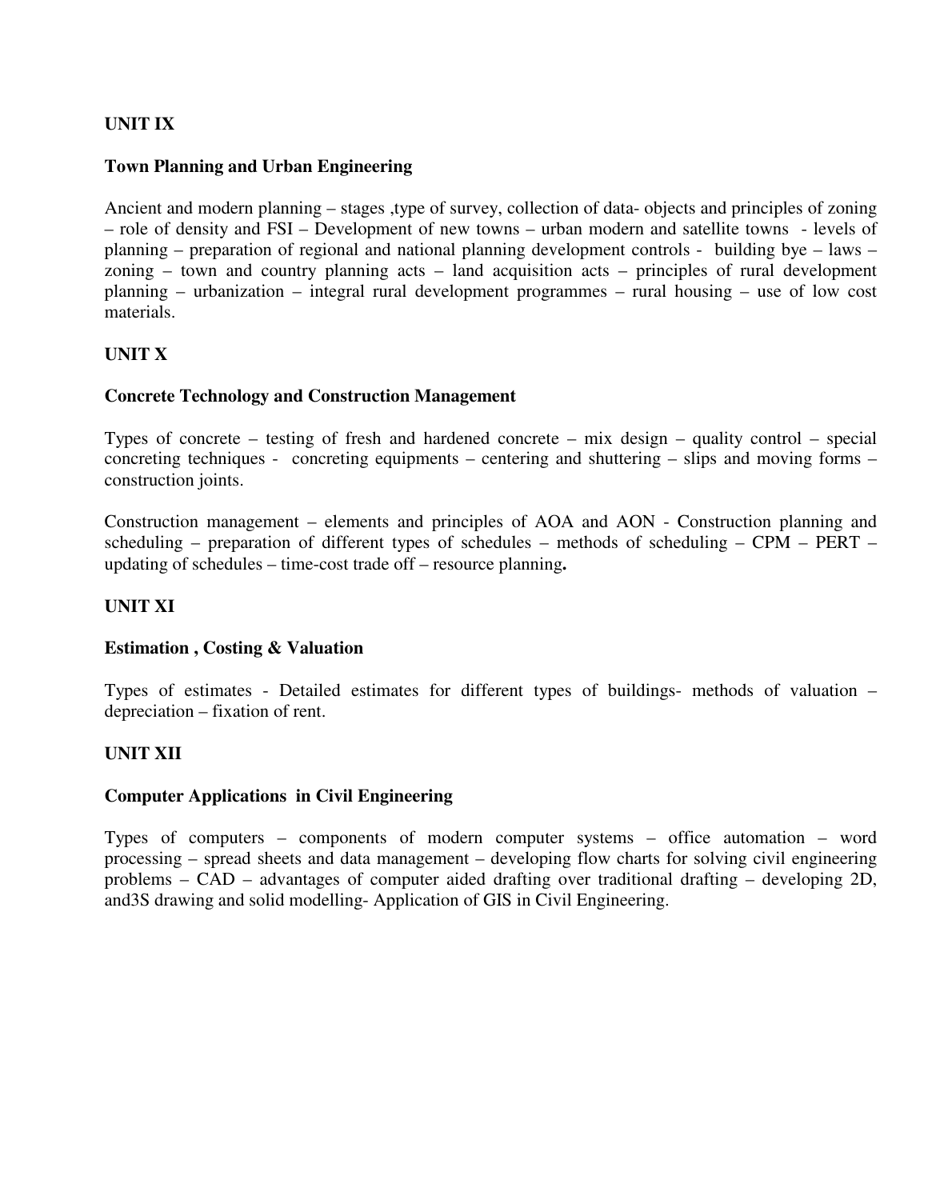## UNIT IX

### Town Planning and Urban Engineering

Ancient and modern planning – stages ,type of survey, collection of data- objects and principles of zoning – role of density and FSI – Development of new towns – urban modern and satellite towns - levels of planning – preparation of regional and national planning development controls - building bye – laws – zoning – town and country planning acts – land acquisition acts – principles of rural development planning – urbanization – integral rural development programmes – rural housing – use of low cost materials.

## UNIT X

### Concrete Technology and Construction Management

Types of concrete – testing of fresh and hardened concrete – mix design – quality control – special concreting techniques - concreting equipments – centering and shuttering – slips and moving forms – construction joints.

Construction management – elements and principles of AOA and AON - Construction planning and scheduling – preparation of different types of schedules – methods of scheduling – CPM – PERT – updating of schedules – time-cost trade off – resource planning**.**

## UNIT XI

### Estimation , Costing & Valuation

Types of estimates - Detailed estimates for different types of buildings- methods of valuation – depreciation – fixation of rent.

## UNIT XII

### Computer Applications in Civil Engineering

Types of computers – components of modern computer systems – office automation – word processing – spread sheets and data management – developing flow charts for solving civil engineering problems – CAD – advantages of computer aided drafting over traditional drafting – developing 2D, and3S drawing and solid modelling- Application of GIS in Civil Engineering.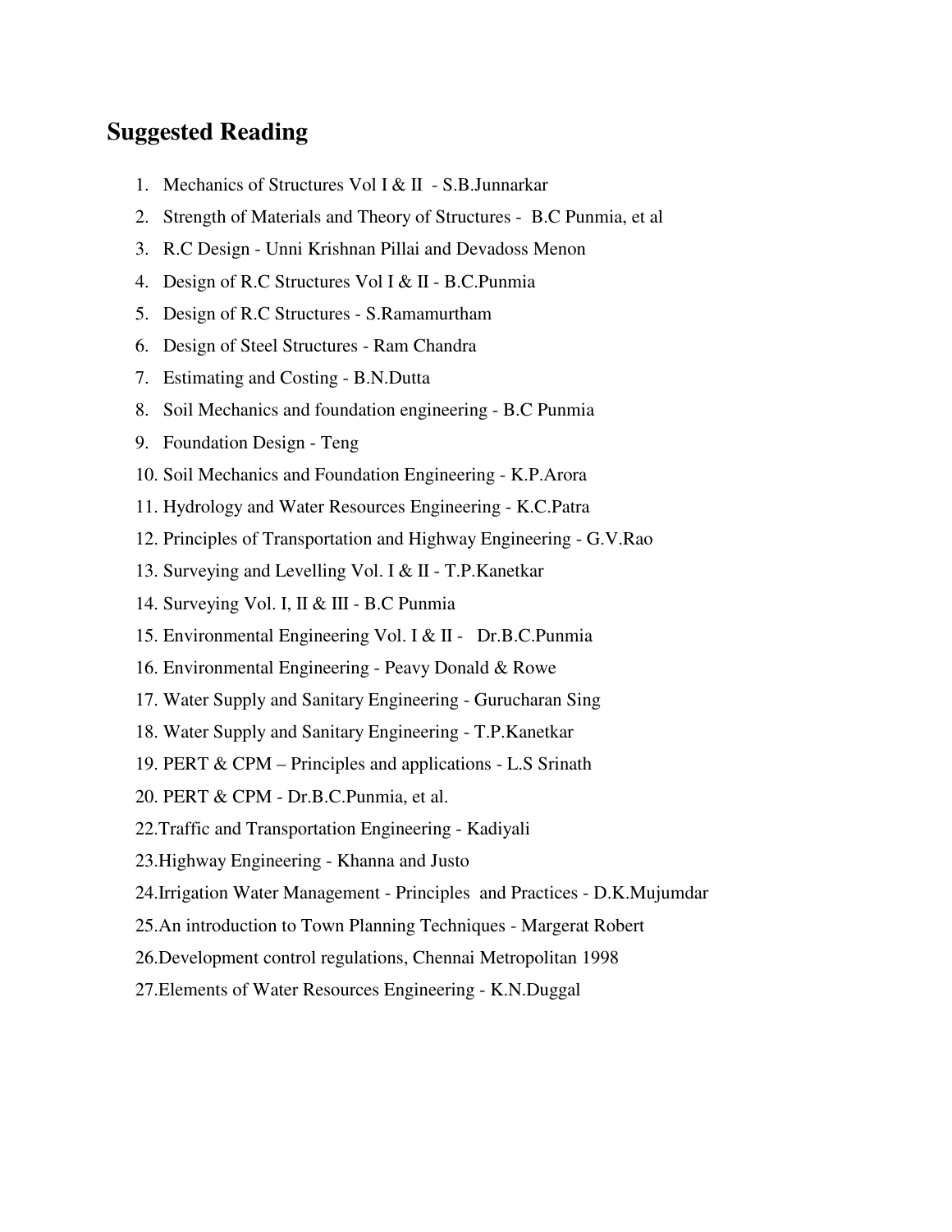## Suggested Reading

1. Mechanics of Structures Vol I & II - S.B.Junnarkar
2. Strength of Materials and Theory of Structures - B.C Punmia, et al
3. R.C Design - Unni Krishnan Pillai and Devadoss Menon
4. Design of R.C Structures Vol I & II - B.C.Punmia
5. Design of R.C Structures - S.Ramamurtham
6. Design of Steel Structures - Ram Chandra
7. Estimating and Costing - B.N.Dutta
8. Soil Mechanics and foundation engineering - B.C Punmia
9. Foundation Design - Teng
10. Soil Mechanics and Foundation Engineering - K.P.Arora
11. Hydrology and Water Resources Engineering - K.C.Patra
12. Principles of Transportation and Highway Engineering - G.V.Rao
13. Surveying and Levelling Vol. I & II - T.P.Kanetkar
14. Surveying Vol. I, II & III - B.C Punmia
15. Environmental Engineering Vol. I & II - Dr.B.C.Punmia
16. Environmental Engineering - Peavy Donald & Rowe
17. Water Supply and Sanitary Engineering - Gurucharan Sing
18. Water Supply and Sanitary Engineering - T.P.Kanetkar
19. PERT & CPM – Principles and applications - L.S Srinath
20. PERT & CPM - Dr.B.C.Punmia, et al.

22. Traffic and Transportation Engineering - Kadiyali
23. Highway Engineering - Khanna and Justo
24. Irrigation Water Management - Principles and Practices - D.K.Mujumdar
25. An introduction to Town Planning Techniques - Margerat Robert
26. Development control regulations, Chennai Metropolitan 1998
27. Elements of Water Resources Engineering - K.N.Duggal